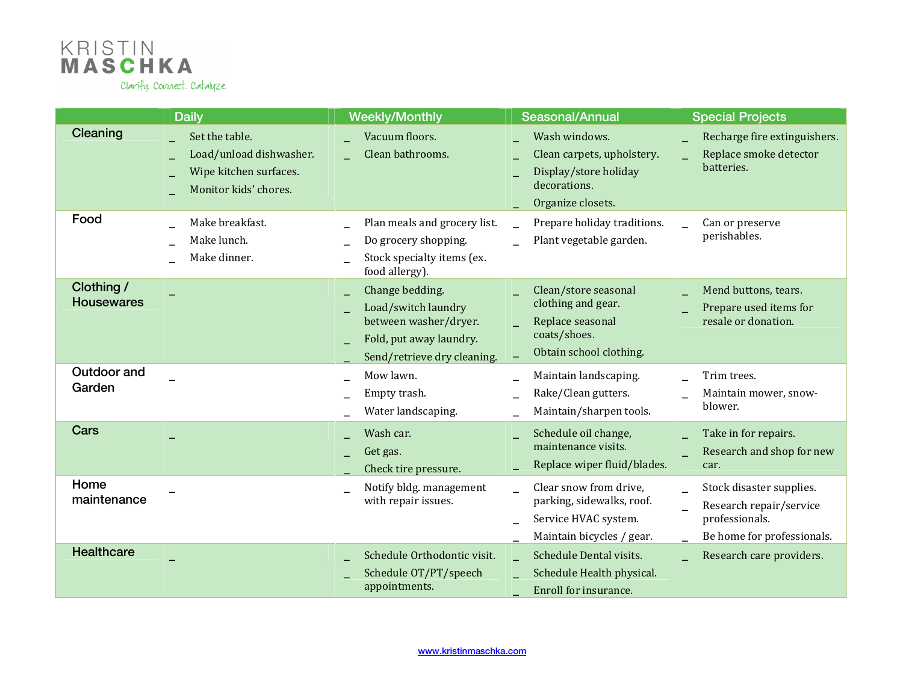KRISTIN
MASCHKA
Clarify. Connect. Catalyze.

| | Daily | Weekly/Monthly | Seasonal/Annual | Special Projects |
|---|---|---|---|---|
| Cleaning | _ Set the table.<br>_ Load/unload dishwasher.<br>_ Wipe kitchen surfaces.<br>_ Monitor kids' chores. | _ Vacuum floors.<br>_ Clean bathrooms. | _ Wash windows.<br>_ Clean carpets, upholstery.<br>_ Display/store holiday decorations.<br>_ Organize closets. | _ Recharge fire extinguishers.<br>_ Replace smoke detector batteries. |
| Food | _ Make breakfast.<br>_ Make lunch.<br>_ Make dinner. | _ Plan meals and grocery list.<br>_ Do grocery shopping.<br>_ Stock specialty items (ex. food allergy). | _ Prepare holiday traditions.<br>_ Plant vegetable garden. | _ Can or preserve perishables. |
| Clothing / Housewares | _ | _ Change bedding.<br>_ Load/switch laundry between washer/dryer.<br>_ Fold, put away laundry.<br>_ Send/retrieve dry cleaning. | _ Clean/store seasonal clothing and gear.<br>_ Replace seasonal coats/shoes.<br>_ Obtain school clothing. | _ Mend buttons, tears.<br>_ Prepare used items for resale or donation. |
| Outdoor and Garden | _ | _ Mow lawn.<br>_ Empty trash.<br>_ Water landscaping. | _ Maintain landscaping.<br>_ Rake/Clean gutters.<br>_ Maintain/sharpen tools. | _ Trim trees.<br>_ Maintain mower, snow-blower. |
| Cars | _ | _ Wash car.<br>_ Get gas.<br>_ Check tire pressure. | _ Schedule oil change, maintenance visits.<br>_ Replace wiper fluid/blades. | _ Take in for repairs.<br>_ Research and shop for new car. |
| Home maintenance | _ | _ Notify bldg. management with repair issues. | _ Clear snow from drive, parking, sidewalks, roof.<br>_ Service HVAC system.<br>_ Maintain bicycles / gear. | _ Stock disaster supplies.<br>_ Research repair/service professionals.<br>_ Be home for professionals. |
| Healthcare | _ | _ Schedule Orthodontic visit.<br>_ Schedule OT/PT/speech appointments. | _ Schedule Dental visits.<br>_ Schedule Health physical.<br>_ Enroll for insurance. | _ Research care providers. |

www.kristinmaschka.com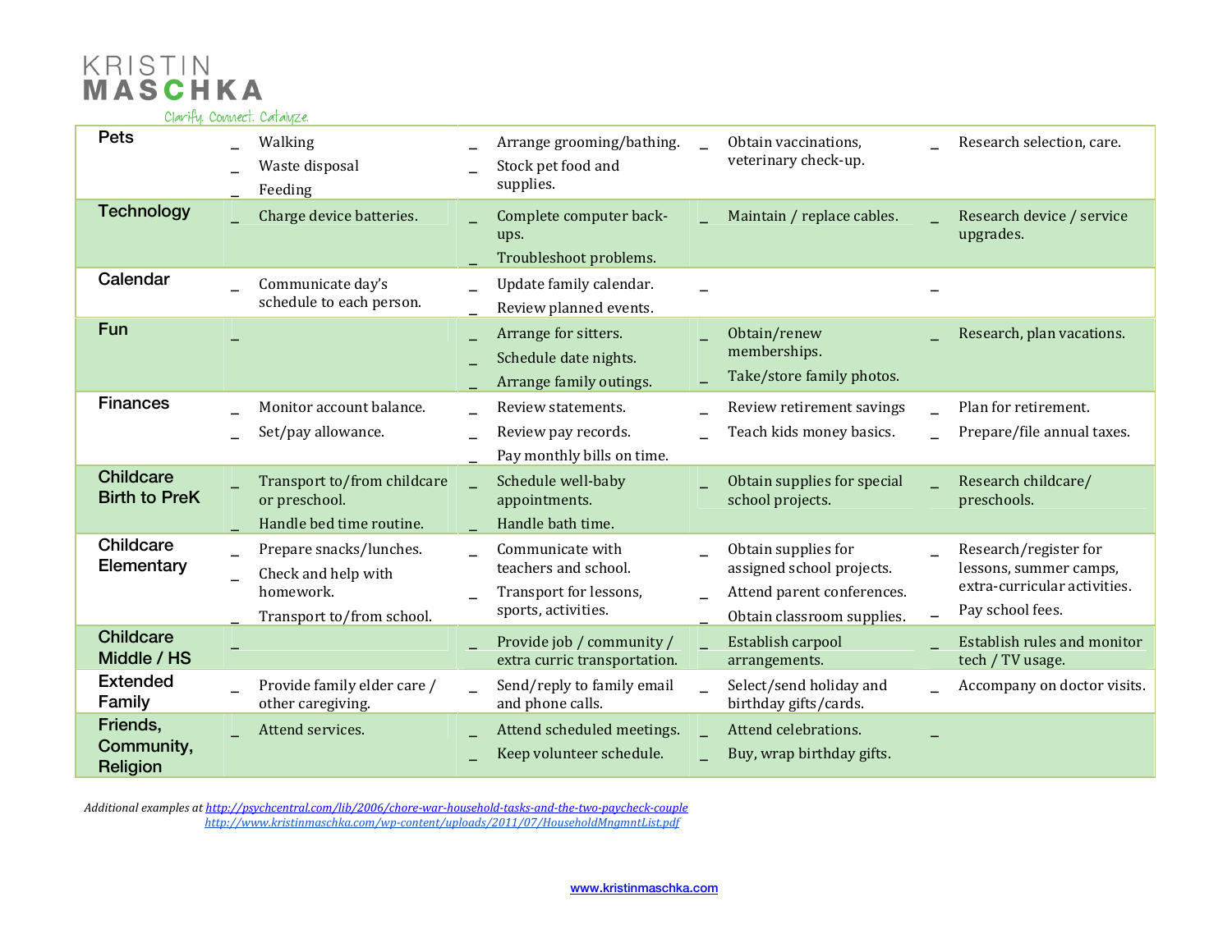KRISTIN MASCHKA
Clarify. Connect. Catalyze.

| | | | | |
|---|---|---|---|---|
| **Pets** | _ Walking<br>_ Waste disposal<br>_ Feeding | _ Arrange grooming/bathing.<br>_ Stock pet food and supplies. | _ Obtain vaccinations, veterinary check-up. | _ Research selection, care. |
| **Technology** | _ Charge device batteries. | _ Complete computer back-ups.<br>_ Troubleshoot problems. | _ Maintain / replace cables. | _ Research device / service upgrades. |
| **Calendar** | _ Communicate day's schedule to each person. | _ Update family calendar.<br>_ Review planned events. | _ | _ |
| **Fun** | _ | _ Arrange for sitters.<br>_ Schedule date nights.<br>_ Arrange family outings. | _ Obtain/renew memberships.<br>_ Take/store family photos. | _ Research, plan vacations. |
| **Finances** | _ Monitor account balance.<br>_ Set/pay allowance. | _ Review statements.<br>_ Review pay records.<br>_ Pay monthly bills on time. | _ Review retirement savings<br>_ Teach kids money basics. | _ Plan for retirement.<br>_ Prepare/file annual taxes. |
| **Childcare Birth to PreK** | _ Transport to/from childcare or preschool.<br>_ Handle bed time routine. | _ Schedule well-baby appointments.<br>_ Handle bath time. | _ Obtain supplies for special school projects. | _ Research childcare/ preschools. |
| **Childcare Elementary** | _ Prepare snacks/lunches.<br>_ Check and help with homework.<br>_ Transport to/from school. | _ Communicate with teachers and school.<br>_ Transport for lessons, sports, activities. | _ Obtain supplies for assigned school projects.<br>_ Attend parent conferences.<br>_ Obtain classroom supplies. | _ Research/register for lessons, summer camps, extra-curricular activities.<br>_ Pay school fees. |
| **Childcare Middle / HS** | _ | _ Provide job / community / extra curric transportation. | _ Establish carpool arrangements. | _ Establish rules and monitor tech / TV usage. |
| **Extended Family** | _ Provide family elder care / other caregiving. | _ Send/reply to family email and phone calls. | _ Select/send holiday and birthday gifts/cards. | _ Accompany on doctor visits. |
| **Friends, Community, Religion** | _ Attend services. | _ Attend scheduled meetings.<br>_ Keep volunteer schedule. | _ Attend celebrations.<br>_ Buy, wrap birthday gifts. | _ |

*Additional examples at http://psychcentral.com/lib/2006/chore-war-household-tasks-and-the-two-paycheck-couple*
*http://www.kristinmaschka.com/wp-content/uploads/2011/07/HouseholdMngmntList.pdf*

www.kristinmaschka.com